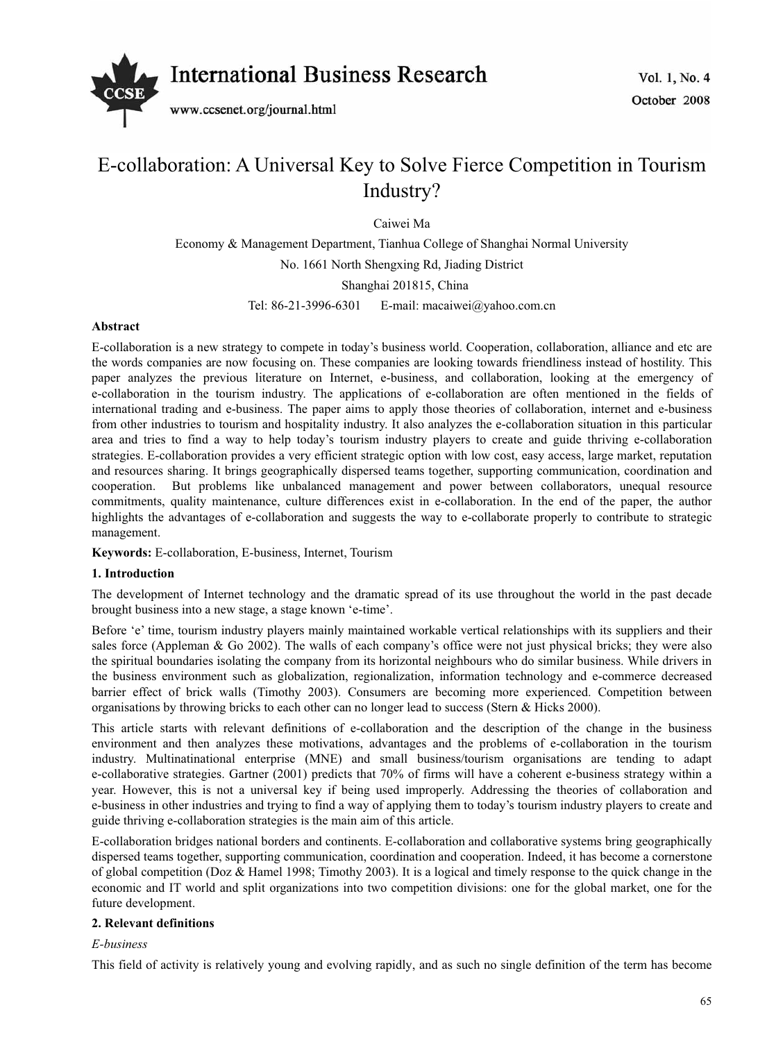# E-collaboration: A Universal Key to Solve Fierce Competition in Tourism Industry?

Caiwei Ma

Economy & Management Department, Tianhua College of Shanghai Normal University

No. 1661 North Shengxing Rd, Jiading District

Shanghai 201815, China

Tel: 86-21-3996-6301 E-mail: macaiwei@yahoo.com.cn

**Abstract**

E-collaboration is a new strategy to compete in today's business world. Cooperation, collaboration, alliance and etc are the words companies are now focusing on. These companies are looking towards friendliness instead of hostility. This paper analyzes the previous literature on Internet, e-business, and collaboration, looking at the emergency of e-collaboration in the tourism industry. The applications of e-collaboration are often mentioned in the fields of international trading and e-business. The paper aims to apply those theories of collaboration, internet and e-business from other industries to tourism and hospitality industry. It also analyzes the e-collaboration situation in this particular area and tries to find a way to help today's tourism industry players to create and guide thriving e-collaboration strategies. E-collaboration provides a very efficient strategic option with low cost, easy access, large market, reputation and resources sharing. It brings geographically dispersed teams together, supporting communication, coordination and cooperation. But problems like unbalanced management and power between collaborators, unequal resource commitments, quality maintenance, culture differences exist in e-collaboration. In the end of the paper, the author highlights the advantages of e-collaboration and suggests the way to e-collaborate properly to contribute to strategic management.

**Keywords:** E-collaboration, E-business, Internet, Tourism

## 1. Introduction

The development of Internet technology and the dramatic spread of its use throughout the world in the past decade brought business into a new stage, a stage known 'e-time'.

Before 'e' time, tourism industry players mainly maintained workable vertical relationships with its suppliers and their sales force (Appleman & Go 2002). The walls of each company's office were not just physical bricks; they were also the spiritual boundaries isolating the company from its horizontal neighbours who do similar business. While drivers in the business environment such as globalization, regionalization, information technology and e-commerce decreased barrier effect of brick walls (Timothy 2003). Consumers are becoming more experienced. Competition between organisations by throwing bricks to each other can no longer lead to success (Stern & Hicks 2000).

This article starts with relevant definitions of e-collaboration and the description of the change in the business environment and then analyzes these motivations, advantages and the problems of e-collaboration in the tourism industry. Multinatinational enterprise (MNE) and small business/tourism organisations are tending to adapt e-collaborative strategies. Gartner (2001) predicts that 70% of firms will have a coherent e-business strategy within a year. However, this is not a universal key if being used improperly. Addressing the theories of collaboration and e-business in other industries and trying to find a way of applying them to today's tourism industry players to create and guide thriving e-collaboration strategies is the main aim of this article.

E-collaboration bridges national borders and continents. E-collaboration and collaborative systems bring geographically dispersed teams together, supporting communication, coordination and cooperation. Indeed, it has become a cornerstone of global competition (Doz & Hamel 1998; Timothy 2003). It is a logical and timely response to the quick change in the economic and IT world and split organizations into two competition divisions: one for the global market, one for the future development.

## 2. Relevant definitions

*E-business*

This field of activity is relatively young and evolving rapidly, and as such no single definition of the term has become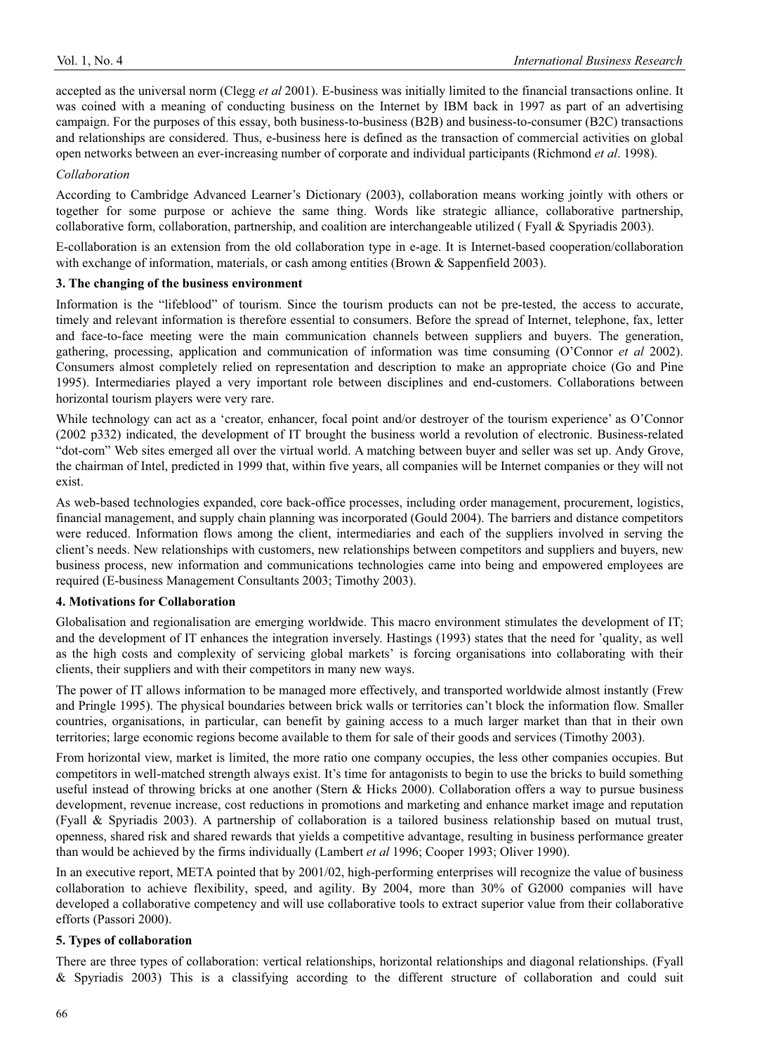accepted as the universal norm (Clegg *et al* 2001). E-business was initially limited to the financial transactions online. It was coined with a meaning of conducting business on the Internet by IBM back in 1997 as part of an advertising campaign. For the purposes of this essay, both business-to-business (B2B) and business-to-consumer (B2C) transactions and relationships are considered. Thus, e-business here is defined as the transaction of commercial activities on global open networks between an ever-increasing number of corporate and individual participants (Richmond *et al*. 1998).

*Collaboration*

According to Cambridge Advanced Learner's Dictionary (2003), collaboration means working jointly with others or together for some purpose or achieve the same thing. Words like strategic alliance, collaborative partnership, collaborative form, collaboration, partnership, and coalition are interchangeable utilized ( Fyall & Spyriadis 2003).

E-collaboration is an extension from the old collaboration type in e-age. It is Internet-based cooperation/collaboration with exchange of information, materials, or cash among entities (Brown & Sappenfield 2003).

**3. The changing of the business environment**

Information is the "lifeblood" of tourism. Since the tourism products can not be pre-tested, the access to accurate, timely and relevant information is therefore essential to consumers. Before the spread of Internet, telephone, fax, letter and face-to-face meeting were the main communication channels between suppliers and buyers. The generation, gathering, processing, application and communication of information was time consuming (O'Connor *et al* 2002). Consumers almost completely relied on representation and description to make an appropriate choice (Go and Pine 1995). Intermediaries played a very important role between disciplines and end-customers. Collaborations between horizontal tourism players were very rare.

While technology can act as a 'creator, enhancer, focal point and/or destroyer of the tourism experience' as O'Connor (2002 p332) indicated, the development of IT brought the business world a revolution of electronic. Business-related "dot-com" Web sites emerged all over the virtual world. A matching between buyer and seller was set up. Andy Grove, the chairman of Intel, predicted in 1999 that, within five years, all companies will be Internet companies or they will not exist.

As web-based technologies expanded, core back-office processes, including order management, procurement, logistics, financial management, and supply chain planning was incorporated (Gould 2004). The barriers and distance competitors were reduced. Information flows among the client, intermediaries and each of the suppliers involved in serving the client's needs. New relationships with customers, new relationships between competitors and suppliers and buyers, new business process, new information and communications technologies came into being and empowered employees are required (E-business Management Consultants 2003; Timothy 2003).

**4. Motivations for Collaboration**

Globalisation and regionalisation are emerging worldwide. This macro environment stimulates the development of IT; and the development of IT enhances the integration inversely. Hastings (1993) states that the need for 'quality, as well as the high costs and complexity of servicing global markets' is forcing organisations into collaborating with their clients, their suppliers and with their competitors in many new ways.

The power of IT allows information to be managed more effectively, and transported worldwide almost instantly (Frew and Pringle 1995). The physical boundaries between brick walls or territories can't block the information flow. Smaller countries, organisations, in particular, can benefit by gaining access to a much larger market than that in their own territories; large economic regions become available to them for sale of their goods and services (Timothy 2003).

From horizontal view, market is limited, the more ratio one company occupies, the less other companies occupies. But competitors in well-matched strength always exist. It's time for antagonists to begin to use the bricks to build something useful instead of throwing bricks at one another (Stern & Hicks 2000). Collaboration offers a way to pursue business development, revenue increase, cost reductions in promotions and marketing and enhance market image and reputation (Fyall & Spyriadis 2003). A partnership of collaboration is a tailored business relationship based on mutual trust, openness, shared risk and shared rewards that yields a competitive advantage, resulting in business performance greater than would be achieved by the firms individually (Lambert *et al* 1996; Cooper 1993; Oliver 1990).

In an executive report, META pointed that by 2001/02, high-performing enterprises will recognize the value of business collaboration to achieve flexibility, speed, and agility. By 2004, more than 30% of G2000 companies will have developed a collaborative competency and will use collaborative tools to extract superior value from their collaborative efforts (Passori 2000).

**5. Types of collaboration**

There are three types of collaboration: vertical relationships, horizontal relationships and diagonal relationships. (Fyall & Spyriadis 2003) This is a classifying according to the different structure of collaboration and could suit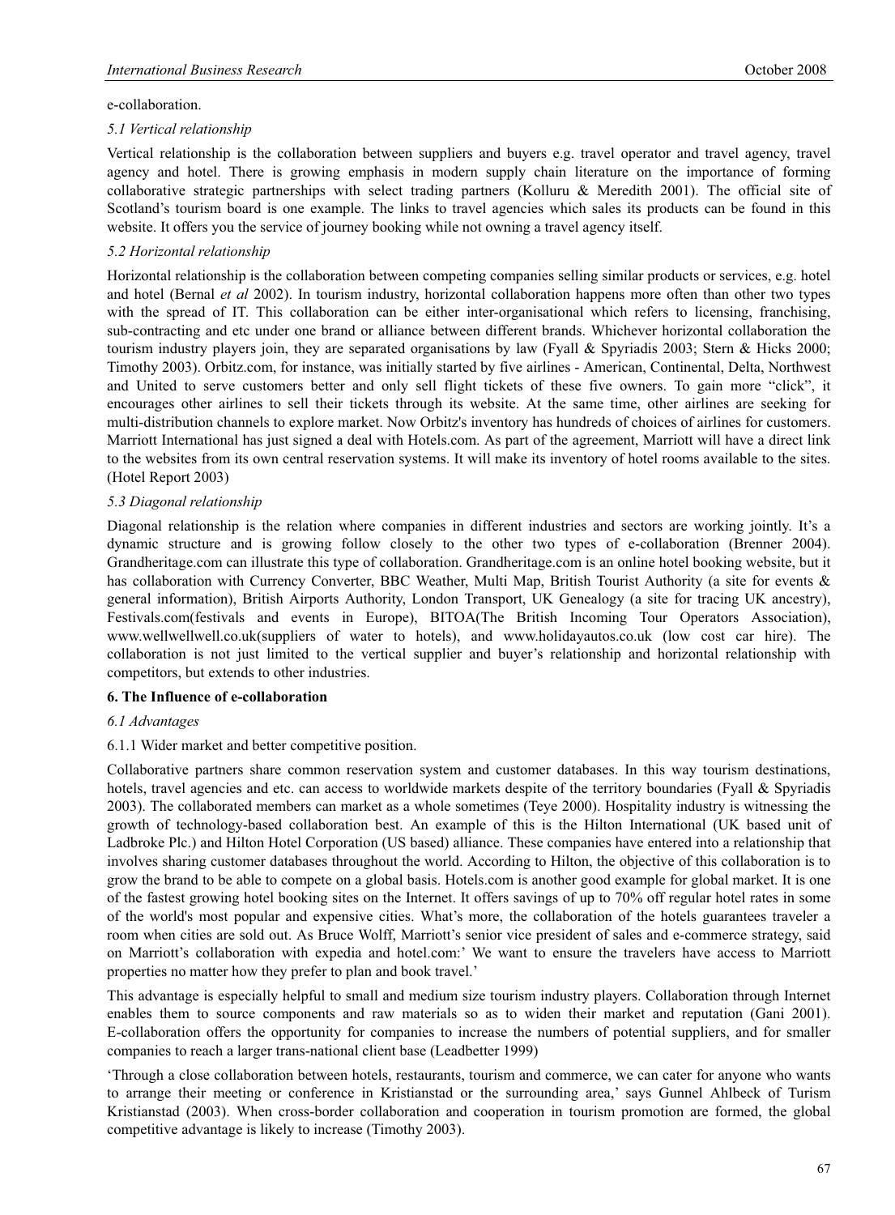e-collaboration.

### *5.1 Vertical relationship*

Vertical relationship is the collaboration between suppliers and buyers e.g. travel operator and travel agency, travel agency and hotel. There is growing emphasis in modern supply chain literature on the importance of forming collaborative strategic partnerships with select trading partners (Kolluru & Meredith 2001). The official site of Scotland's tourism board is one example. The links to travel agencies which sales its products can be found in this website. It offers you the service of journey booking while not owning a travel agency itself.

### *5.2 Horizontal relationship*

Horizontal relationship is the collaboration between competing companies selling similar products or services, e.g. hotel and hotel (Bernal *et al* 2002). In tourism industry, horizontal collaboration happens more often than other two types with the spread of IT. This collaboration can be either inter-organisational which refers to licensing, franchising, sub-contracting and etc under one brand or alliance between different brands. Whichever horizontal collaboration the tourism industry players join, they are separated organisations by law (Fyall & Spyriadis 2003; Stern & Hicks 2000; Timothy 2003). Orbitz.com, for instance, was initially started by five airlines - American, Continental, Delta, Northwest and United to serve customers better and only sell flight tickets of these five owners. To gain more "click", it encourages other airlines to sell their tickets through its website. At the same time, other airlines are seeking for multi-distribution channels to explore market. Now Orbitz's inventory has hundreds of choices of airlines for customers. Marriott International has just signed a deal with Hotels.com. As part of the agreement, Marriott will have a direct link to the websites from its own central reservation systems. It will make its inventory of hotel rooms available to the sites. (Hotel Report 2003)

### *5.3 Diagonal relationship*

Diagonal relationship is the relation where companies in different industries and sectors are working jointly. It's a dynamic structure and is growing follow closely to the other two types of e-collaboration (Brenner 2004). Grandheritage.com can illustrate this type of collaboration. Grandheritage.com is an online hotel booking website, but it has collaboration with Currency Converter, BBC Weather, Multi Map, British Tourist Authority (a site for events & general information), British Airports Authority, London Transport, UK Genealogy (a site for tracing UK ancestry), Festivals.com(festivals and events in Europe), BITOA(The British Incoming Tour Operators Association), www.wellwellwell.co.uk(suppliers of water to hotels), and www.holidayautos.co.uk (low cost car hire). The collaboration is not just limited to the vertical supplier and buyer's relationship and horizontal relationship with competitors, but extends to other industries.

## 6. The Influence of e-collaboration

### *6.1 Advantages*

#### 6.1.1 Wider market and better competitive position.

Collaborative partners share common reservation system and customer databases. In this way tourism destinations, hotels, travel agencies and etc. can access to worldwide markets despite of the territory boundaries (Fyall & Spyriadis 2003). The collaborated members can market as a whole sometimes (Teye 2000). Hospitality industry is witnessing the growth of technology-based collaboration best. An example of this is the Hilton International (UK based unit of Ladbroke Plc.) and Hilton Hotel Corporation (US based) alliance. These companies have entered into a relationship that involves sharing customer databases throughout the world. According to Hilton, the objective of this collaboration is to grow the brand to be able to compete on a global basis. Hotels.com is another good example for global market. It is one of the fastest growing hotel booking sites on the Internet. It offers savings of up to 70% off regular hotel rates in some of the world's most popular and expensive cities. What's more, the collaboration of the hotels guarantees traveler a room when cities are sold out. As Bruce Wolff, Marriott's senior vice president of sales and e-commerce strategy, said on Marriott's collaboration with expedia and hotel.com:' We want to ensure the travelers have access to Marriott properties no matter how they prefer to plan and book travel.'

This advantage is especially helpful to small and medium size tourism industry players. Collaboration through Internet enables them to source components and raw materials so as to widen their market and reputation (Gani 2001). E-collaboration offers the opportunity for companies to increase the numbers of potential suppliers, and for smaller companies to reach a larger trans-national client base (Leadbetter 1999)

'Through a close collaboration between hotels, restaurants, tourism and commerce, we can cater for anyone who wants to arrange their meeting or conference in Kristianstad or the surrounding area,' says Gunnel Ahlbeck of Turism Kristianstad (2003). When cross-border collaboration and cooperation in tourism promotion are formed, the global competitive advantage is likely to increase (Timothy 2003).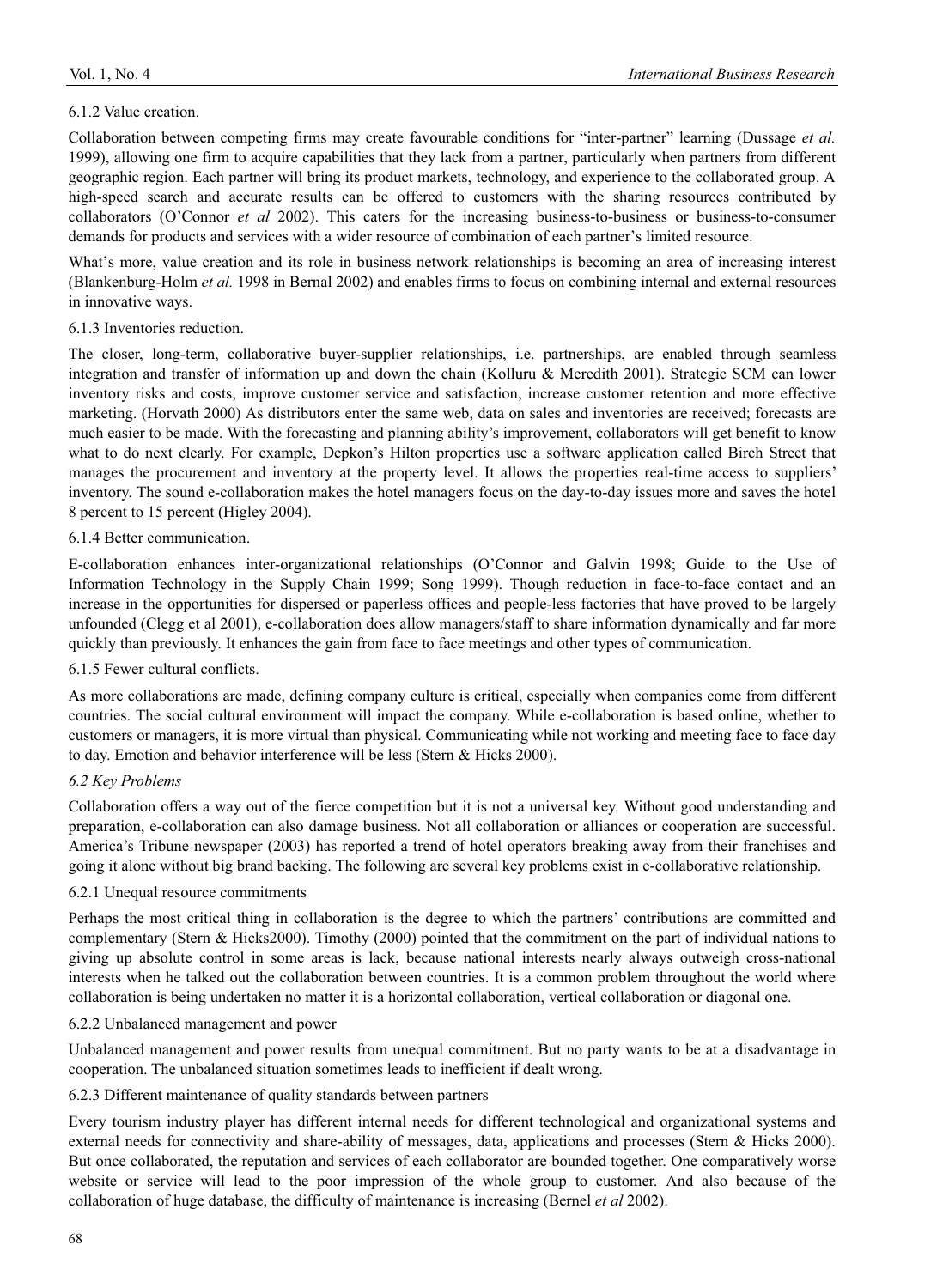#### 6.1.2 Value creation.

Collaboration between competing firms may create favourable conditions for "inter-partner" learning (Dussage *et al.* 1999), allowing one firm to acquire capabilities that they lack from a partner, particularly when partners from different geographic region. Each partner will bring its product markets, technology, and experience to the collaborated group. A high-speed search and accurate results can be offered to customers with the sharing resources contributed by collaborators (O'Connor *et al* 2002). This caters for the increasing business-to-business or business-to-consumer demands for products and services with a wider resource of combination of each partner's limited resource.

What's more, value creation and its role in business network relationships is becoming an area of increasing interest (Blankenburg-Holm *et al.* 1998 in Bernal 2002) and enables firms to focus on combining internal and external resources in innovative ways.

#### 6.1.3 Inventories reduction.

The closer, long-term, collaborative buyer-supplier relationships, i.e. partnerships, are enabled through seamless integration and transfer of information up and down the chain (Kolluru & Meredith 2001). Strategic SCM can lower inventory risks and costs, improve customer service and satisfaction, increase customer retention and more effective marketing. (Horvath 2000) As distributors enter the same web, data on sales and inventories are received; forecasts are much easier to be made. With the forecasting and planning ability's improvement, collaborators will get benefit to know what to do next clearly. For example, Depkon's Hilton properties use a software application called Birch Street that manages the procurement and inventory at the property level. It allows the properties real-time access to suppliers' inventory. The sound e-collaboration makes the hotel managers focus on the day-to-day issues more and saves the hotel 8 percent to 15 percent (Higley 2004).

#### 6.1.4 Better communication.

E-collaboration enhances inter-organizational relationships (O'Connor and Galvin 1998; Guide to the Use of Information Technology in the Supply Chain 1999; Song 1999). Though reduction in face-to-face contact and an increase in the opportunities for dispersed or paperless offices and people-less factories that have proved to be largely unfounded (Clegg et al 2001), e-collaboration does allow managers/staff to share information dynamically and far more quickly than previously. It enhances the gain from face to face meetings and other types of communication.

#### 6.1.5 Fewer cultural conflicts.

As more collaborations are made, defining company culture is critical, especially when companies come from different countries. The social cultural environment will impact the company. While e-collaboration is based online, whether to customers or managers, it is more virtual than physical. Communicating while not working and meeting face to face day to day. Emotion and behavior interference will be less (Stern & Hicks 2000).

### *6.2 Key Problems*

Collaboration offers a way out of the fierce competition but it is not a universal key. Without good understanding and preparation, e-collaboration can also damage business. Not all collaboration or alliances or cooperation are successful. America's Tribune newspaper (2003) has reported a trend of hotel operators breaking away from their franchises and going it alone without big brand backing. The following are several key problems exist in e-collaborative relationship.

#### 6.2.1 Unequal resource commitments

Perhaps the most critical thing in collaboration is the degree to which the partners' contributions are committed and complementary (Stern & Hicks2000). Timothy (2000) pointed that the commitment on the part of individual nations to giving up absolute control in some areas is lack, because national interests nearly always outweigh cross-national interests when he talked out the collaboration between countries. It is a common problem throughout the world where collaboration is being undertaken no matter it is a horizontal collaboration, vertical collaboration or diagonal one.

#### 6.2.2 Unbalanced management and power

Unbalanced management and power results from unequal commitment. But no party wants to be at a disadvantage in cooperation. The unbalanced situation sometimes leads to inefficient if dealt wrong.

#### 6.2.3 Different maintenance of quality standards between partners

Every tourism industry player has different internal needs for different technological and organizational systems and external needs for connectivity and share-ability of messages, data, applications and processes (Stern & Hicks 2000). But once collaborated, the reputation and services of each collaborator are bounded together. One comparatively worse website or service will lead to the poor impression of the whole group to customer. And also because of the collaboration of huge database, the difficulty of maintenance is increasing (Bernel *et al* 2002).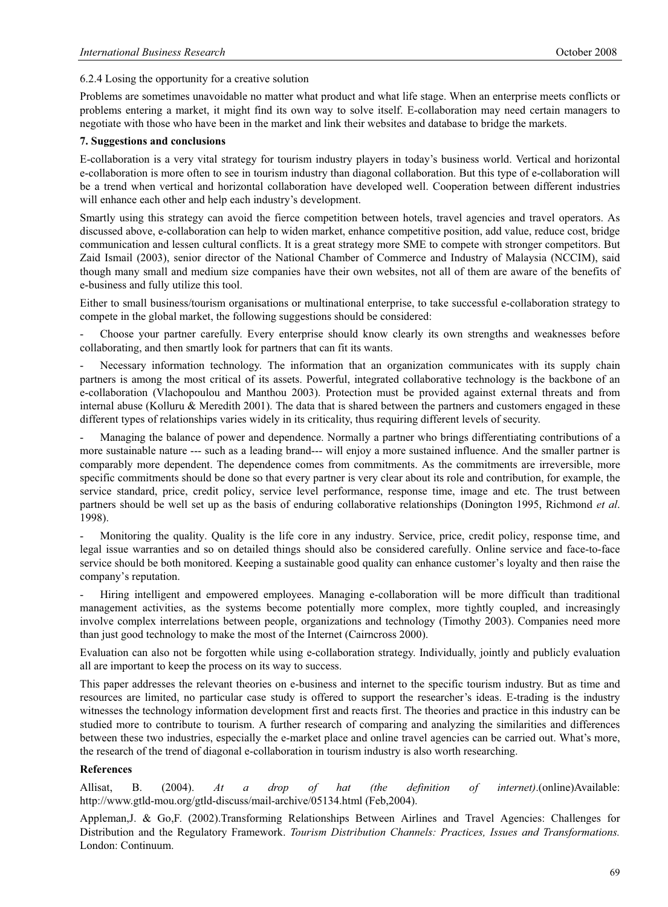#### 6.2.4 Losing the opportunity for a creative solution

Problems are sometimes unavoidable no matter what product and what life stage. When an enterprise meets conflicts or problems entering a market, it might find its own way to solve itself. E-collaboration may need certain managers to negotiate with those who have been in the market and link their websites and database to bridge the markets.

### 7. Suggestions and conclusions

E-collaboration is a very vital strategy for tourism industry players in today's business world. Vertical and horizontal e-collaboration is more often to see in tourism industry than diagonal collaboration. But this type of e-collaboration will be a trend when vertical and horizontal collaboration have developed well. Cooperation between different industries will enhance each other and help each industry's development.

Smartly using this strategy can avoid the fierce competition between hotels, travel agencies and travel operators. As discussed above, e-collaboration can help to widen market, enhance competitive position, add value, reduce cost, bridge communication and lessen cultural conflicts. It is a great strategy more SME to compete with stronger competitors. But Zaid Ismail (2003), senior director of the National Chamber of Commerce and Industry of Malaysia (NCCIM), said though many small and medium size companies have their own websites, not all of them are aware of the benefits of e-business and fully utilize this tool.

Either to small business/tourism organisations or multinational enterprise, to take successful e-collaboration strategy to compete in the global market, the following suggestions should be considered:

- Choose your partner carefully. Every enterprise should know clearly its own strengths and weaknesses before collaborating, and then smartly look for partners that can fit its wants.
- Necessary information technology. The information that an organization communicates with its supply chain partners is among the most critical of its assets. Powerful, integrated collaborative technology is the backbone of an e-collaboration (Vlachopoulou and Manthou 2003). Protection must be provided against external threats and from internal abuse (Kolluru & Meredith 2001). The data that is shared between the partners and customers engaged in these different types of relationships varies widely in its criticality, thus requiring different levels of security.
- Managing the balance of power and dependence. Normally a partner who brings differentiating contributions of a more sustainable nature --- such as a leading brand--- will enjoy a more sustained influence. And the smaller partner is comparably more dependent. The dependence comes from commitments. As the commitments are irreversible, more specific commitments should be done so that every partner is very clear about its role and contribution, for example, the service standard, price, credit policy, service level performance, response time, image and etc. The trust between partners should be well set up as the basis of enduring collaborative relationships (Donington 1995, Richmond *et al*. 1998).
- Monitoring the quality. Quality is the life core in any industry. Service, price, credit policy, response time, and legal issue warranties and so on detailed things should also be considered carefully. Online service and face-to-face service should be both monitored. Keeping a sustainable good quality can enhance customer's loyalty and then raise the company's reputation.
- Hiring intelligent and empowered employees. Managing e-collaboration will be more difficult than traditional management activities, as the systems become potentially more complex, more tightly coupled, and increasingly involve complex interrelations between people, organizations and technology (Timothy 2003). Companies need more than just good technology to make the most of the Internet (Cairncross 2000).

Evaluation can also not be forgotten while using e-collaboration strategy. Individually, jointly and publicly evaluation all are important to keep the process on its way to success.

This paper addresses the relevant theories on e-business and internet to the specific tourism industry. But as time and resources are limited, no particular case study is offered to support the researcher's ideas. E-trading is the industry witnesses the technology information development first and reacts first. The theories and practice in this industry can be studied more to contribute to tourism. A further research of comparing and analyzing the similarities and differences between these two industries, especially the e-market place and online travel agencies can be carried out. What's more, the research of the trend of diagonal e-collaboration in tourism industry is also worth researching.

### References

Allisat, B. (2004). *At a drop of hat (the definition of internet)*.(online)Available: http://www.gtld-mou.org/gtld-discuss/mail-archive/05134.html (Feb,2004).

Appleman,J. & Go,F. (2002).Transforming Relationships Between Airlines and Travel Agencies: Challenges for Distribution and the Regulatory Framework. *Tourism Distribution Channels: Practices, Issues and Transformations.* London: Continuum.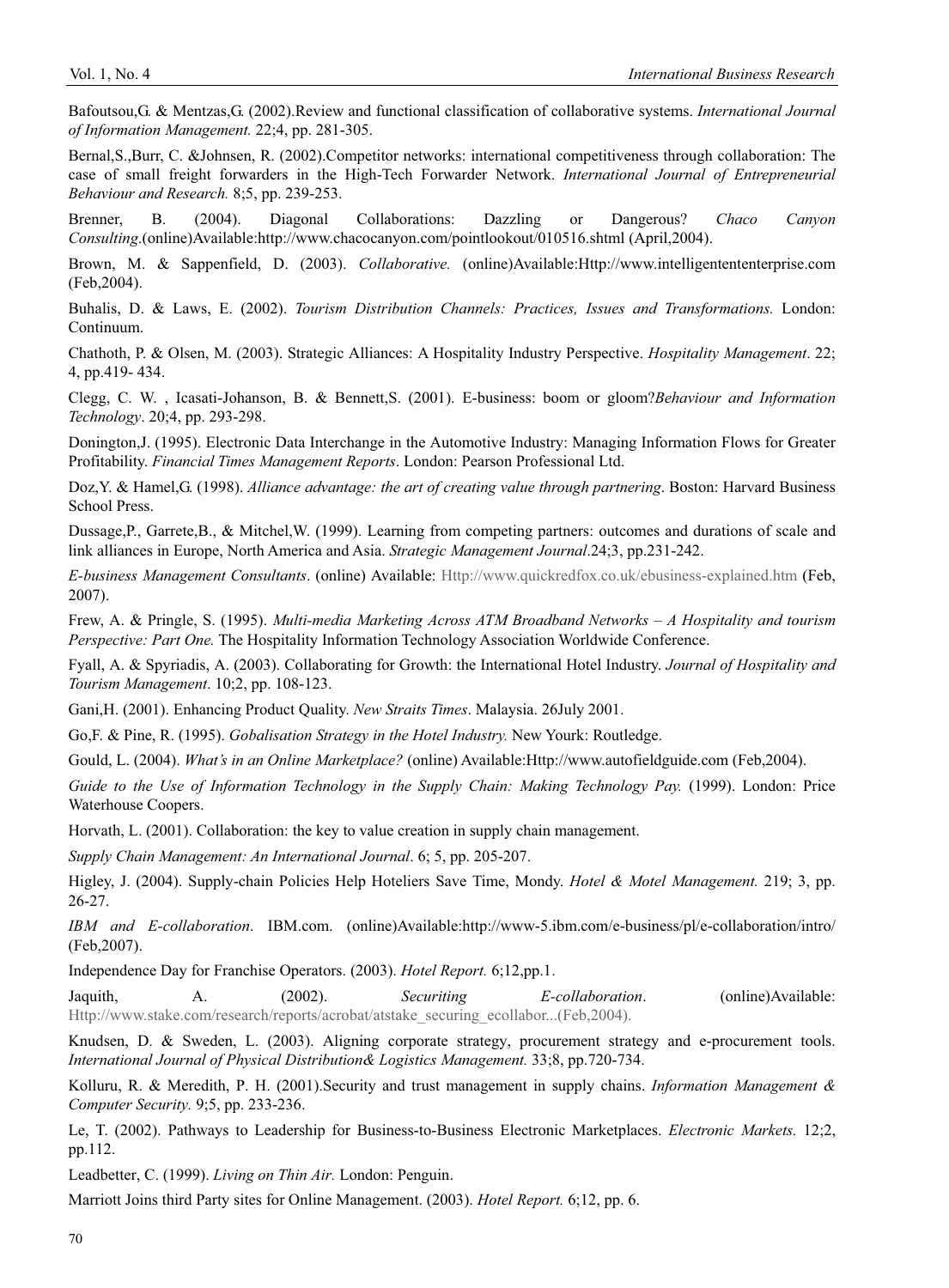Bafoutsou,G. & Mentzas,G. (2002).Review and functional classification of collaborative systems. *International Journal of Information Management.* 22;4, pp. 281-305.

Bernal,S.,Burr, C. &Johnsen, R. (2002).Competitor networks: international competitiveness through collaboration: The case of small freight forwarders in the High-Tech Forwarder Network. *International Journal of Entrepreneurial Behaviour and Research.* 8;5, pp. 239-253.

Brenner, B. (2004). Diagonal Collaborations: Dazzling or Dangerous? *Chaco Canyon Consulting*.(online)Available:http://www.chacocanyon.com/pointlookout/010516.shtml (April,2004).

Brown, M. & Sappenfield, D. (2003). *Collaborative.* (online)Available:Http://www.intelligentententerprise.com (Feb,2004).

Buhalis, D. & Laws, E. (2002). *Tourism Distribution Channels: Practices, Issues and Transformations.* London: Continuum.

Chathoth, P. & Olsen, M. (2003). Strategic Alliances: A Hospitality Industry Perspective. *Hospitality Management*. 22; 4, pp.419- 434.

Clegg, C. W. , Icasati-Johanson, B. & Bennett,S. (2001). E-business: boom or gloom?*Behaviour and Information Technology*. 20;4, pp. 293-298.

Donington,J. (1995). Electronic Data Interchange in the Automotive Industry: Managing Information Flows for Greater Profitability. *Financial Times Management Reports*. London: Pearson Professional Ltd.

Doz,Y. & Hamel,G. (1998). *Alliance advantage: the art of creating value through partnering*. Boston: Harvard Business School Press.

Dussage,P., Garrete,B., & Mitchel,W. (1999). Learning from competing partners: outcomes and durations of scale and link alliances in Europe, North America and Asia. *Strategic Management Journal*.24;3, pp.231-242.

*E-business Management Consultants*. (online) Available: Http://www.quickredfox.co.uk/ebusiness-explained.htm (Feb, 2007).

Frew, A. & Pringle, S. (1995). *Multi-media Marketing Across ATM Broadband Networks – A Hospitality and tourism Perspective: Part One.* The Hospitality Information Technology Association Worldwide Conference.

Fyall, A. & Spyriadis, A. (2003). Collaborating for Growth: the International Hotel Industry. *Journal of Hospitality and Tourism Management*. 10;2, pp. 108-123.

Gani,H. (2001). Enhancing Product Quality. *New Straits Times*. Malaysia. 26July 2001.

Go,F. & Pine, R. (1995). *Gobalisation Strategy in the Hotel Industry.* New Yourk: Routledge.

Gould, L. (2004). *What's in an Online Marketplace?* (online) Available:Http://www.autofieldguide.com (Feb,2004).

*Guide to the Use of Information Technology in the Supply Chain: Making Technology Pay.* (1999). London: Price Waterhouse Coopers.

Horvath, L. (2001). Collaboration: the key to value creation in supply chain management.

*Supply Chain Management: An International Journal*. 6; 5, pp. 205-207.

Higley, J. (2004). Supply-chain Policies Help Hoteliers Save Time, Mondy. *Hotel & Motel Management.* 219; 3, pp. 26-27.

*IBM and E-collaboration*. IBM.com. (online)Available:http://www-5.ibm.com/e-business/pl/e-collaboration/intro/ (Feb,2007).

Independence Day for Franchise Operators. (2003). *Hotel Report.* 6;12,pp.1.

Jaquith, A. (2002). *Securiting E-collaboration*. (online)Available: Http://www.stake.com/research/reports/acrobat/atstake_securing_ecollabor...(Feb,2004).

Knudsen, D. & Sweden, L. (2003). Aligning corporate strategy, procurement strategy and e-procurement tools. *International Journal of Physical Distribution& Logistics Management.* 33;8, pp.720-734.

Kolluru, R. & Meredith, P. H. (2001).Security and trust management in supply chains. *Information Management & Computer Security.* 9;5, pp. 233-236.

Le, T. (2002). Pathways to Leadership for Business-to-Business Electronic Marketplaces. *Electronic Markets.* 12;2, pp.112.

Leadbetter, C. (1999). *Living on Thin Air.* London: Penguin.

Marriott Joins third Party sites for Online Management. (2003). *Hotel Report.* 6;12, pp. 6.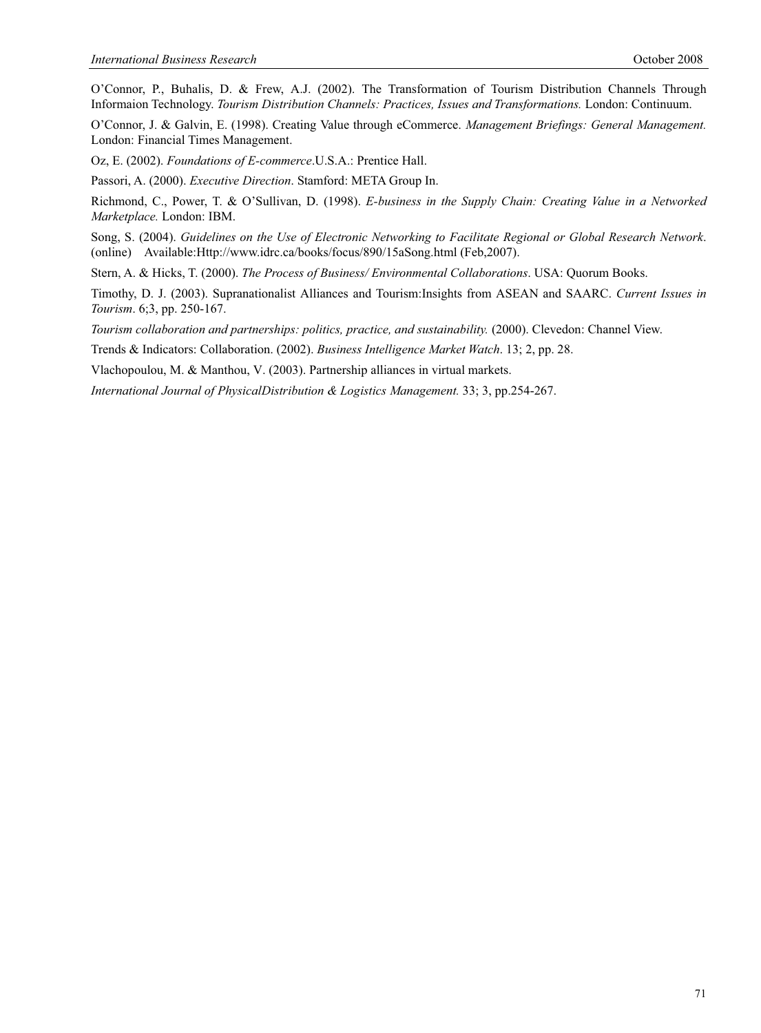O'Connor, P., Buhalis, D. & Frew, A.J. (2002). The Transformation of Tourism Distribution Channels Through Informaion Technology. *Tourism Distribution Channels: Practices, Issues and Transformations.* London: Continuum.

O'Connor, J. & Galvin, E. (1998). Creating Value through eCommerce. *Management Briefings: General Management.* London: Financial Times Management.

Oz, E. (2002). *Foundations of E-commerce*.U.S.A.: Prentice Hall.

Passori, A. (2000). *Executive Direction*. Stamford: META Group In.

Richmond, C., Power, T. & O'Sullivan, D. (1998). *E-business in the Supply Chain: Creating Value in a Networked Marketplace.* London: IBM.

Song, S. (2004). *Guidelines on the Use of Electronic Networking to Facilitate Regional or Global Research Network*. (online) Available:Http://www.idrc.ca/books/focus/890/15aSong.html (Feb,2007).

Stern, A. & Hicks, T. (2000). *The Process of Business/ Environmental Collaborations*. USA: Quorum Books.

Timothy, D. J. (2003). Supranationalist Alliances and Tourism:Insights from ASEAN and SAARC. *Current Issues in Tourism*. 6;3, pp. 250-167.

*Tourism collaboration and partnerships: politics, practice, and sustainability.* (2000). Clevedon: Channel View.

Trends & Indicators: Collaboration. (2002). *Business Intelligence Market Watch*. 13; 2, pp. 28.

Vlachopoulou, M. & Manthou, V. (2003). Partnership alliances in virtual markets.

*International Journal of PhysicalDistribution & Logistics Management.* 33; 3, pp.254-267.